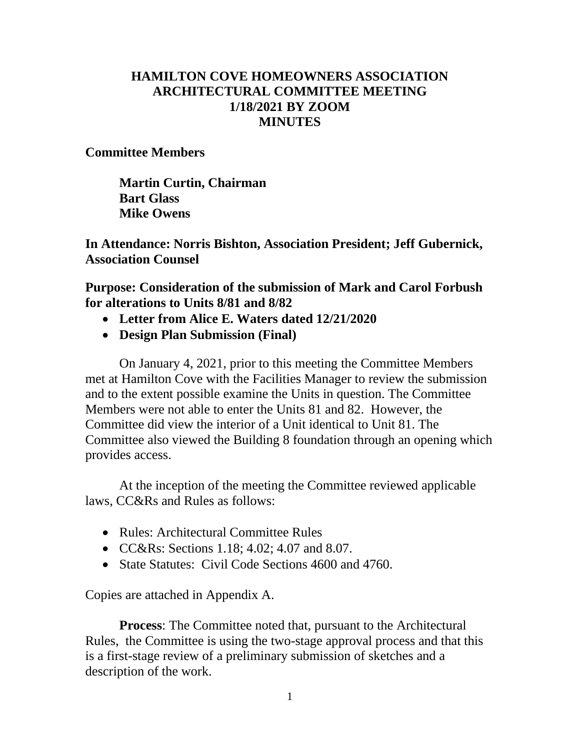# HAMILTON COVE HOMEOWNERS ASSOCIATION ARCHITECTURAL COMMITTEE MEETING 1/18/2021 BY ZOOM MINUTES

**Committee Members**

> **Martin Curtin, Chairman**
> **Bart Glass**
> **Mike Owens**

**In Attendance: Norris Bishton, Association President; Jeff Gubernick, Association Counsel**

**Purpose: Consideration of the submission of Mark and Carol Forbush for alterations to Units 8/81 and 8/82**

- **Letter from Alice E. Waters dated 12/21/2020**
- **Design Plan Submission (Final)**

On January 4, 2021, prior to this meeting the Committee Members met at Hamilton Cove with the Facilities Manager to review the submission and to the extent possible examine the Units in question. The Committee Members were not able to enter the Units 81 and 82. However, the Committee did view the interior of a Unit identical to Unit 81. The Committee also viewed the Building 8 foundation through an opening which provides access.

At the inception of the meeting the Committee reviewed applicable laws, CC&Rs and Rules as follows:

- Rules: Architectural Committee Rules
- CC&Rs: Sections 1.18; 4.02; 4.07 and 8.07.
- State Statutes: Civil Code Sections 4600 and 4760.

Copies are attached in Appendix A.

**Process**: The Committee noted that, pursuant to the Architectural Rules, the Committee is using the two-stage approval process and that this is a first-stage review of a preliminary submission of sketches and a description of the work.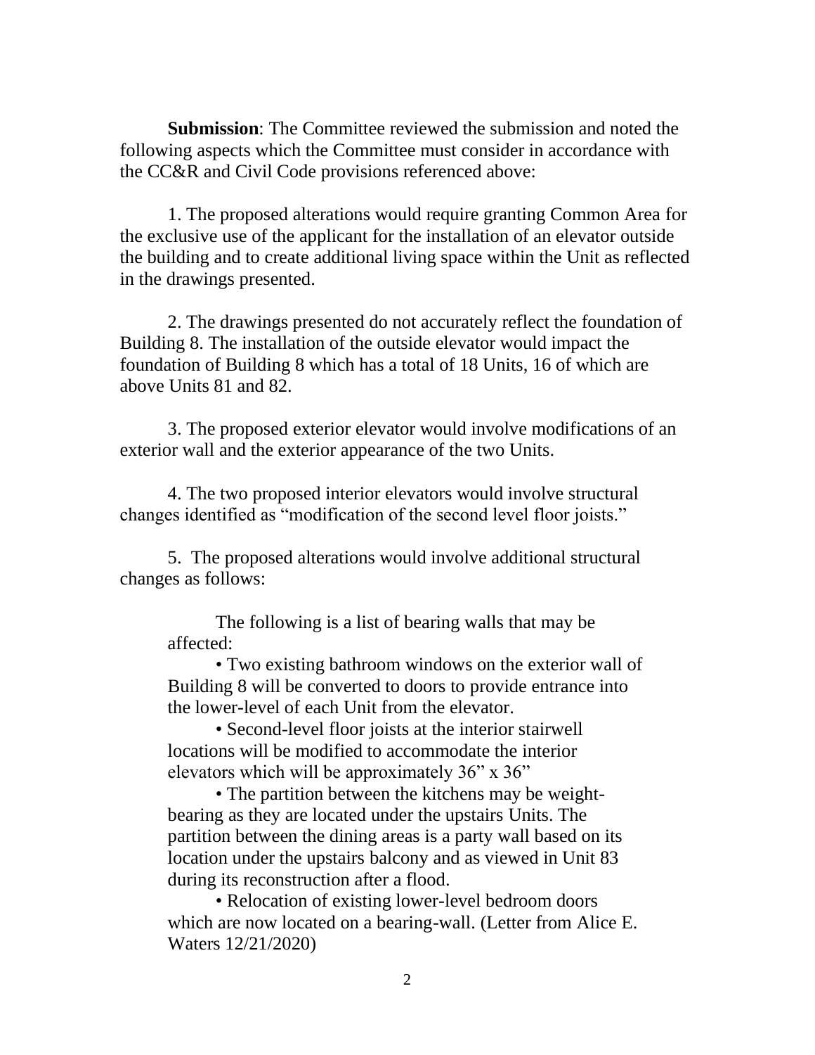**Submission**: The Committee reviewed the submission and noted the following aspects which the Committee must consider in accordance with the CC&R and Civil Code provisions referenced above:

1. The proposed alterations would require granting Common Area for the exclusive use of the applicant for the installation of an elevator outside the building and to create additional living space within the Unit as reflected in the drawings presented.

2. The drawings presented do not accurately reflect the foundation of Building 8. The installation of the outside elevator would impact the foundation of Building 8 which has a total of 18 Units, 16 of which are above Units 81 and 82.

3. The proposed exterior elevator would involve modifications of an exterior wall and the exterior appearance of the two Units.

4. The two proposed interior elevators would involve structural changes identified as "modification of the second level floor joists."

5. The proposed alterations would involve additional structural changes as follows:

> The following is a list of bearing walls that may be affected:
>
> • Two existing bathroom windows on the exterior wall of Building 8 will be converted to doors to provide entrance into the lower-level of each Unit from the elevator.
>
> • Second-level floor joists at the interior stairwell locations will be modified to accommodate the interior elevators which will be approximately 36" x 36"
>
> • The partition between the kitchens may be weight-bearing as they are located under the upstairs Units. The partition between the dining areas is a party wall based on its location under the upstairs balcony and as viewed in Unit 83 during its reconstruction after a flood.
>
> • Relocation of existing lower-level bedroom doors which are now located on a bearing-wall. (Letter from Alice E. Waters 12/21/2020)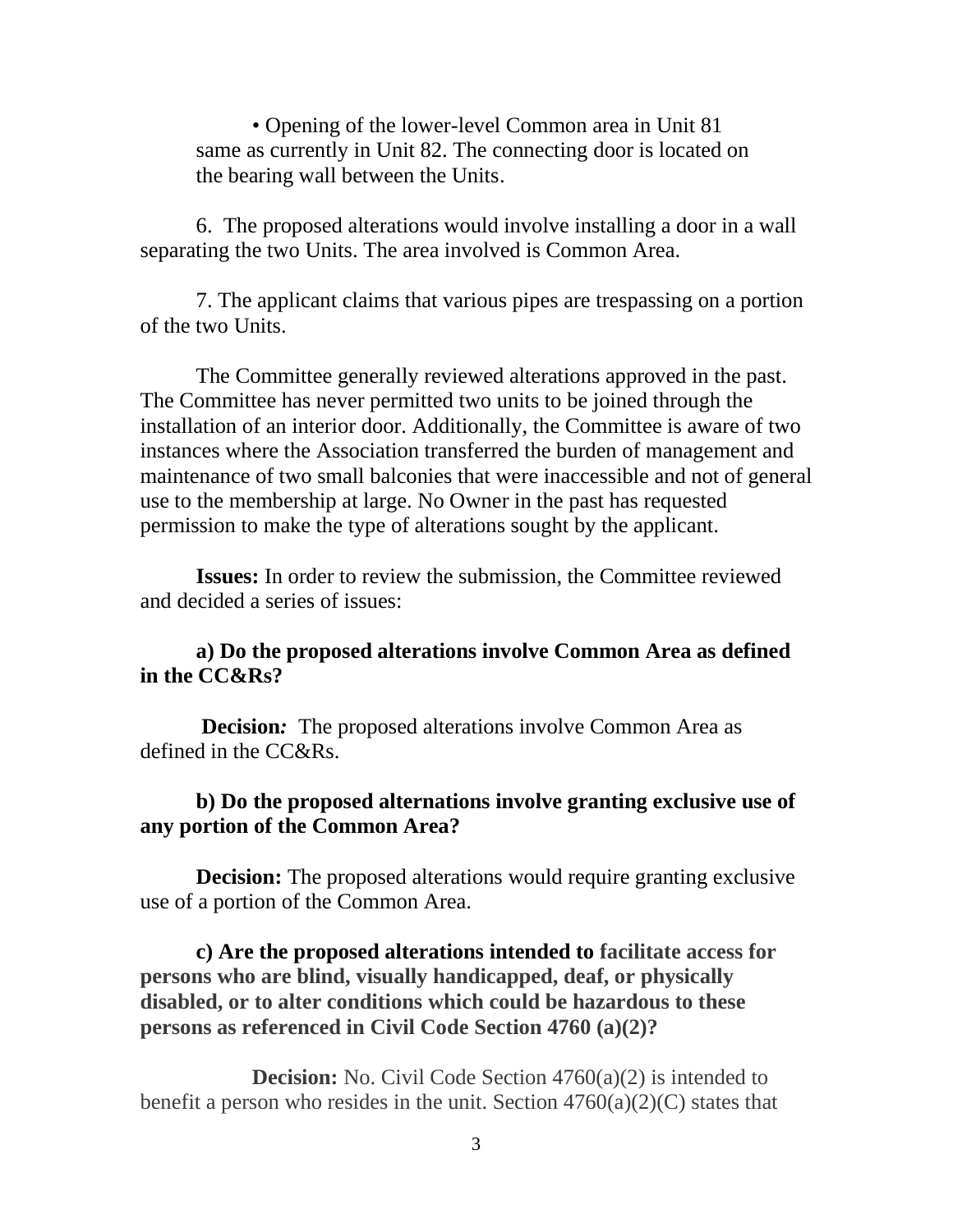- Opening of the lower-level Common area in Unit 81 same as currently in Unit 82. The connecting door is located on the bearing wall between the Units.

6. The proposed alterations would involve installing a door in a wall separating the two Units. The area involved is Common Area.

7. The applicant claims that various pipes are trespassing on a portion of the two Units.

The Committee generally reviewed alterations approved in the past. The Committee has never permitted two units to be joined through the installation of an interior door. Additionally, the Committee is aware of two instances where the Association transferred the burden of management and maintenance of two small balconies that were inaccessible and not of general use to the membership at large. No Owner in the past has requested permission to make the type of alterations sought by the applicant.

**Issues:** In order to review the submission, the Committee reviewed and decided a series of issues:

**a) Do the proposed alterations involve Common Area as defined in the CC&Rs?**

**Decision:** The proposed alterations involve Common Area as defined in the CC&Rs.

**b) Do the proposed alternations involve granting exclusive use of any portion of the Common Area?**

**Decision:** The proposed alterations would require granting exclusive use of a portion of the Common Area.

**c) Are the proposed alterations intended to facilitate access for persons who are blind, visually handicapped, deaf, or physically disabled, or to alter conditions which could be hazardous to these persons as referenced in Civil Code Section 4760 (a)(2)?**

**Decision:** No. Civil Code Section 4760(a)(2) is intended to benefit a person who resides in the unit. Section 4760(a)(2)(C) states that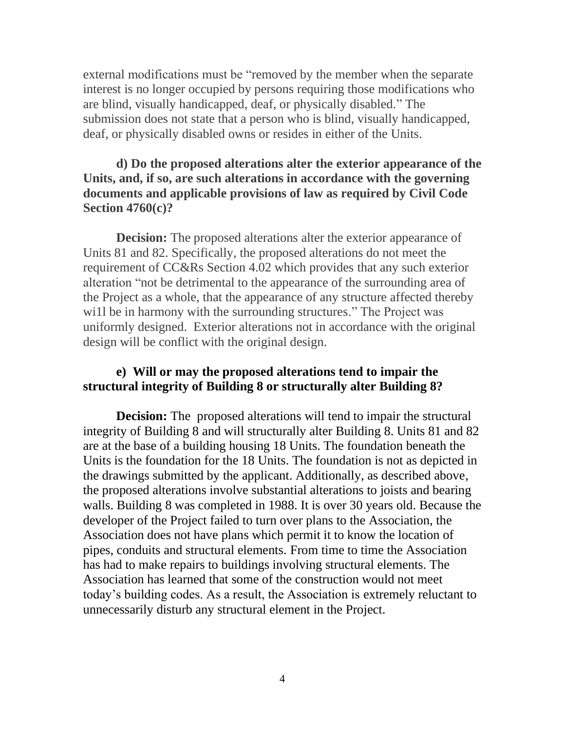external modifications must be "removed by the member when the separate interest is no longer occupied by persons requiring those modifications who are blind, visually handicapped, deaf, or physically disabled." The submission does not state that a person who is blind, visually handicapped, deaf, or physically disabled owns or resides in either of the Units.

**d) Do the proposed alterations alter the exterior appearance of the Units, and, if so, are such alterations in accordance with the governing documents and applicable provisions of law as required by Civil Code Section 4760(c)?**

**Decision:** The proposed alterations alter the exterior appearance of Units 81 and 82. Specifically, the proposed alterations do not meet the requirement of CC&Rs Section 4.02 which provides that any such exterior alteration "not be detrimental to the appearance of the surrounding area of the Project as a whole, that the appearance of any structure affected thereby wi1l be in harmony with the surrounding structures." The Project was uniformly designed. Exterior alterations not in accordance with the original design will be conflict with the original design.

**e) Will or may the proposed alterations tend to impair the structural integrity of Building 8 or structurally alter Building 8?**

**Decision:** The proposed alterations will tend to impair the structural integrity of Building 8 and will structurally alter Building 8. Units 81 and 82 are at the base of a building housing 18 Units. The foundation beneath the Units is the foundation for the 18 Units. The foundation is not as depicted in the drawings submitted by the applicant. Additionally, as described above, the proposed alterations involve substantial alterations to joists and bearing walls. Building 8 was completed in 1988. It is over 30 years old. Because the developer of the Project failed to turn over plans to the Association, the Association does not have plans which permit it to know the location of pipes, conduits and structural elements. From time to time the Association has had to make repairs to buildings involving structural elements. The Association has learned that some of the construction would not meet today's building codes. As a result, the Association is extremely reluctant to unnecessarily disturb any structural element in the Project.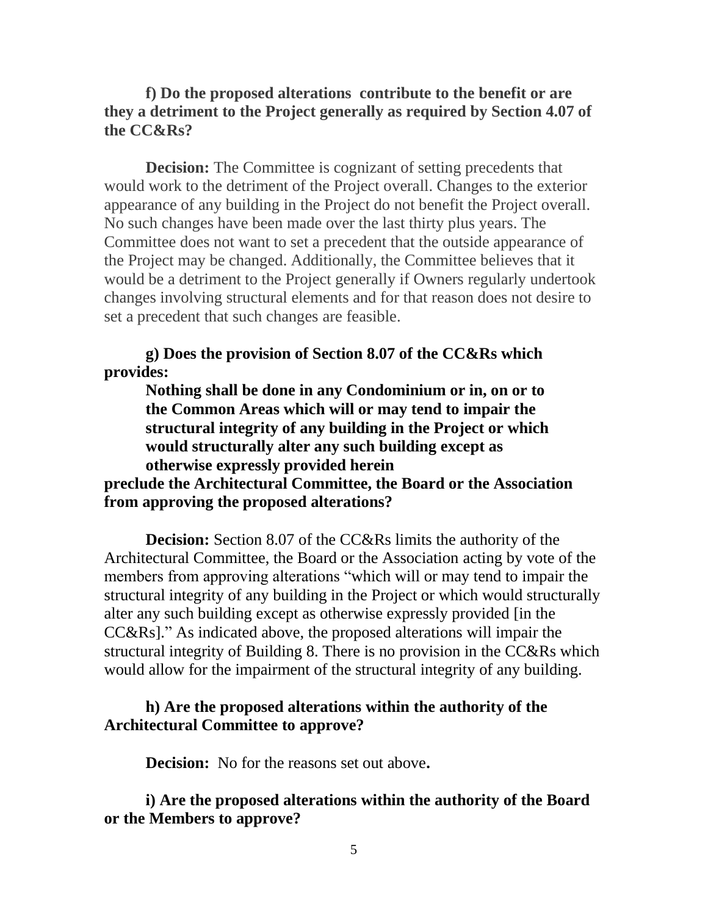**f) Do the proposed alterations contribute to the benefit or are they a detriment to the Project generally as required by Section 4.07 of the CC&Rs?**

**Decision:** The Committee is cognizant of setting precedents that would work to the detriment of the Project overall. Changes to the exterior appearance of any building in the Project do not benefit the Project overall. No such changes have been made over the last thirty plus years. The Committee does not want to set a precedent that the outside appearance of the Project may be changed. Additionally, the Committee believes that it would be a detriment to the Project generally if Owners regularly undertook changes involving structural elements and for that reason does not desire to set a precedent that such changes are feasible.

**g) Does the provision of Section 8.07 of the CC&Rs which provides:**

> **Nothing shall be done in any Condominium or in, on or to the Common Areas which will or may tend to impair the structural integrity of any building in the Project or which would structurally alter any such building except as otherwise expressly provided herein**

**preclude the Architectural Committee, the Board or the Association from approving the proposed alterations?**

**Decision:** Section 8.07 of the CC&Rs limits the authority of the Architectural Committee, the Board or the Association acting by vote of the members from approving alterations "which will or may tend to impair the structural integrity of any building in the Project or which would structurally alter any such building except as otherwise expressly provided [in the CC&Rs]." As indicated above, the proposed alterations will impair the structural integrity of Building 8. There is no provision in the CC&Rs which would allow for the impairment of the structural integrity of any building.

**h) Are the proposed alterations within the authority of the Architectural Committee to approve?**

**Decision:** No for the reasons set out above**.**

**i) Are the proposed alterations within the authority of the Board or the Members to approve?**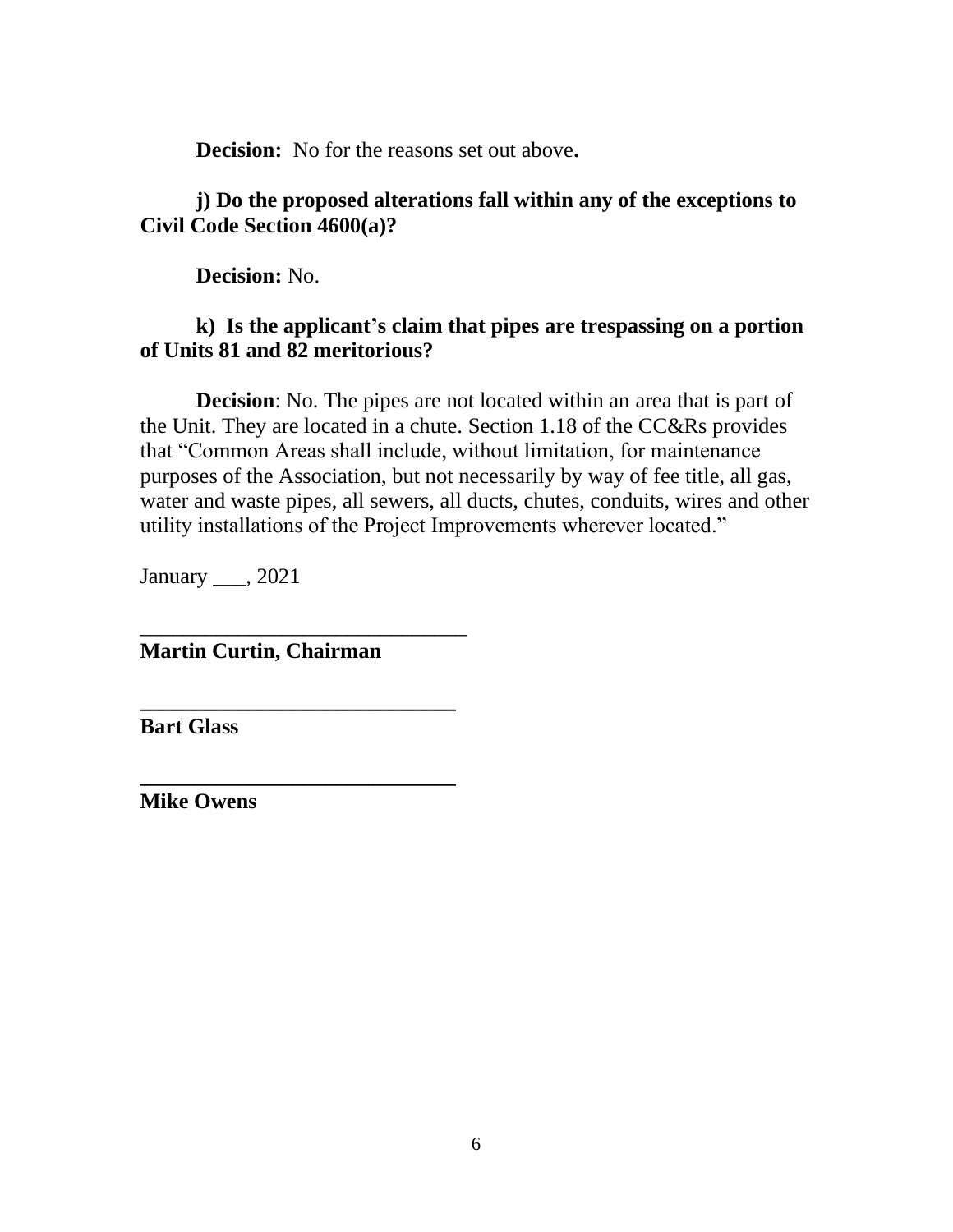**Decision:** No for the reasons set out above**.**

**j) Do the proposed alterations fall within any of the exceptions to Civil Code Section 4600(a)?**

**Decision:** No.

**k) Is the applicant's claim that pipes are trespassing on a portion of Units 81 and 82 meritorious?**

**Decision**: No. The pipes are not located within an area that is part of the Unit. They are located in a chute. Section 1.18 of the CC&Rs provides that "Common Areas shall include, without limitation, for maintenance purposes of the Association, but not necessarily by way of fee title, all gas, water and waste pipes, all sewers, all ducts, chutes, conduits, wires and other utility installations of the Project Improvements wherever located."

January ___, 2021

______________________________
**Martin Curtin, Chairman**

______________________________
**Bart Glass**

______________________________
**Mike Owens**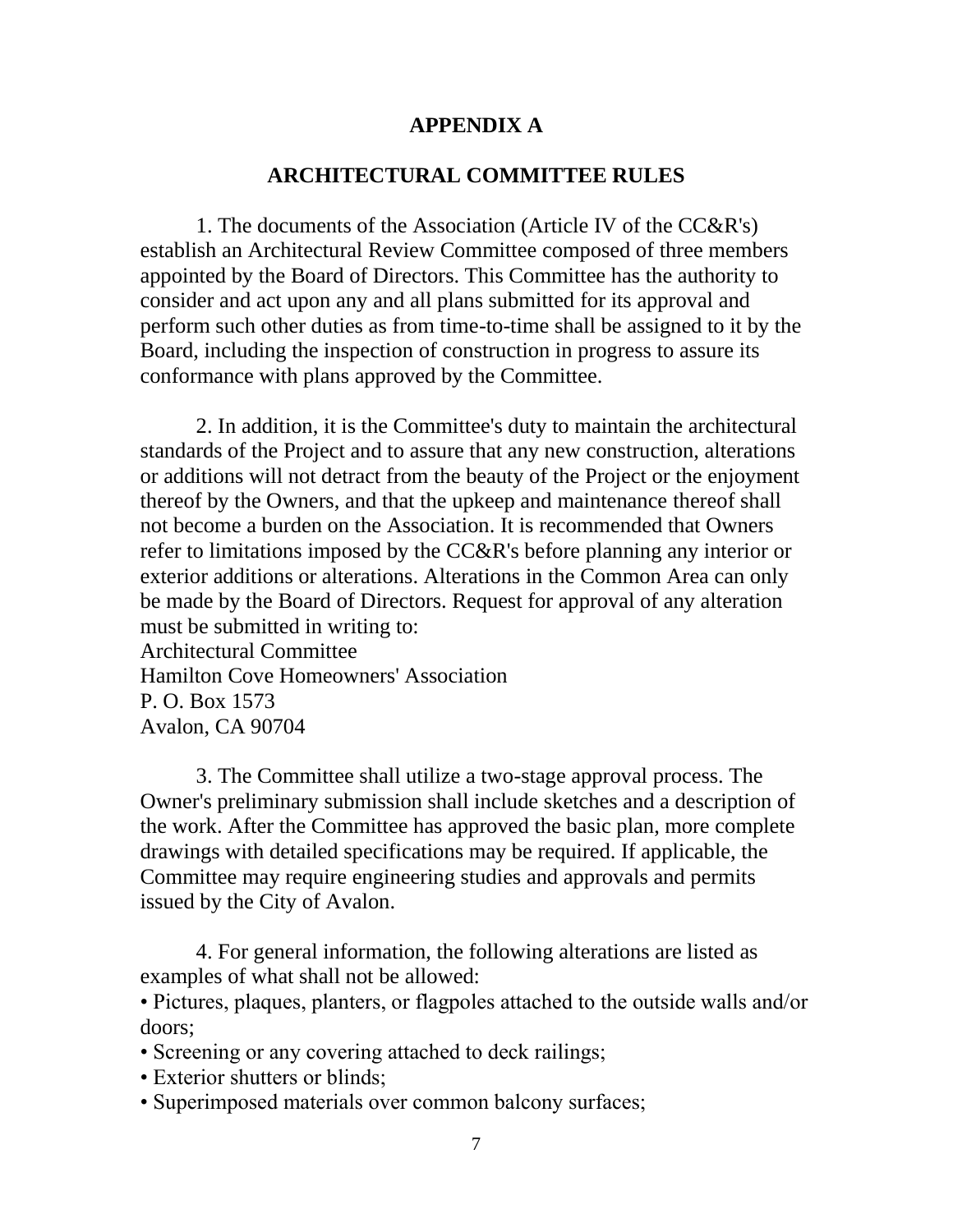# APPENDIX A

## ARCHITECTURAL COMMITTEE RULES

1. The documents of the Association (Article IV of the CC&R's) establish an Architectural Review Committee composed of three members appointed by the Board of Directors. This Committee has the authority to consider and act upon any and all plans submitted for its approval and perform such other duties as from time-to-time shall be assigned to it by the Board, including the inspection of construction in progress to assure its conformance with plans approved by the Committee.

2. In addition, it is the Committee's duty to maintain the architectural standards of the Project and to assure that any new construction, alterations or additions will not detract from the beauty of the Project or the enjoyment thereof by the Owners, and that the upkeep and maintenance thereof shall not become a burden on the Association. It is recommended that Owners refer to limitations imposed by the CC&R's before planning any interior or exterior additions or alterations. Alterations in the Common Area can only be made by the Board of Directors. Request for approval of any alteration must be submitted in writing to:
Architectural Committee
Hamilton Cove Homeowners' Association
P. O. Box 1573
Avalon, CA 90704

3. The Committee shall utilize a two-stage approval process. The Owner's preliminary submission shall include sketches and a description of the work. After the Committee has approved the basic plan, more complete drawings with detailed specifications may be required. If applicable, the Committee may require engineering studies and approvals and permits issued by the City of Avalon.

4. For general information, the following alterations are listed as examples of what shall not be allowed:

- Pictures, plaques, planters, or flagpoles attached to the outside walls and/or doors;
- Screening or any covering attached to deck railings;
- Exterior shutters or blinds;
- Superimposed materials over common balcony surfaces;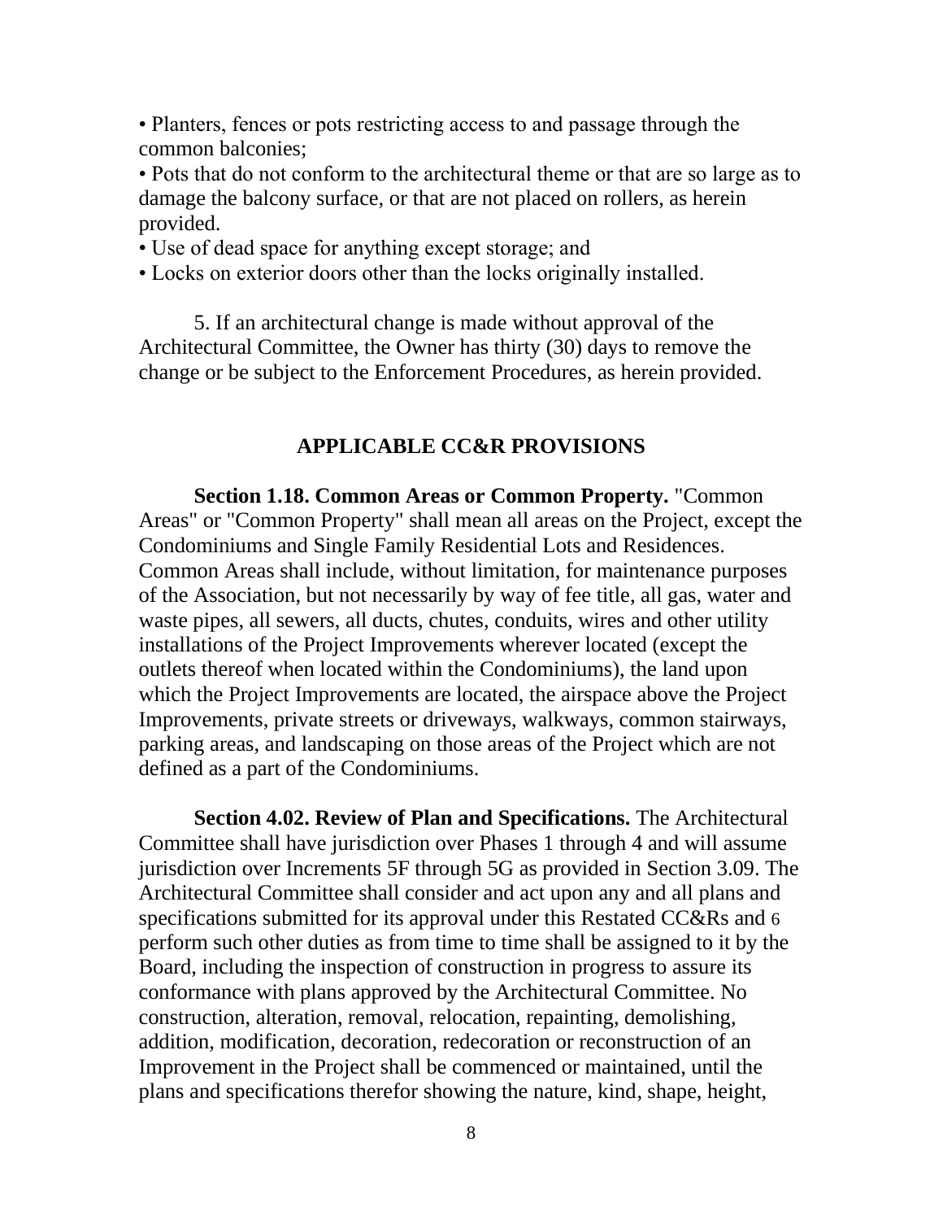• Planters, fences or pots restricting access to and passage through the common balconies;
• Pots that do not conform to the architectural theme or that are so large as to damage the balcony surface, or that are not placed on rollers, as herein provided.
• Use of dead space for anything except storage; and
• Locks on exterior doors other than the locks originally installed.

5. If an architectural change is made without approval of the Architectural Committee, the Owner has thirty (30) days to remove the change or be subject to the Enforcement Procedures, as herein provided.

## APPLICABLE CC&R PROVISIONS

**Section 1.18. Common Areas or Common Property.** "Common Areas" or "Common Property" shall mean all areas on the Project, except the Condominiums and Single Family Residential Lots and Residences. Common Areas shall include, without limitation, for maintenance purposes of the Association, but not necessarily by way of fee title, all gas, water and waste pipes, all sewers, all ducts, chutes, conduits, wires and other utility installations of the Project Improvements wherever located (except the outlets thereof when located within the Condominiums), the land upon which the Project Improvements are located, the airspace above the Project Improvements, private streets or driveways, walkways, common stairways, parking areas, and landscaping on those areas of the Project which are not defined as a part of the Condominiums.

**Section 4.02. Review of Plan and Specifications.** The Architectural Committee shall have jurisdiction over Phases 1 through 4 and will assume jurisdiction over Increments 5F through 5G as provided in Section 3.09. The Architectural Committee shall consider and act upon any and all plans and specifications submitted for its approval under this Restated CC&Rs and 6 perform such other duties as from time to time shall be assigned to it by the Board, including the inspection of construction in progress to assure its conformance with plans approved by the Architectural Committee. No construction, alteration, removal, relocation, repainting, demolishing, addition, modification, decoration, redecoration or reconstruction of an Improvement in the Project shall be commenced or maintained, until the plans and specifications therefor showing the nature, kind, shape, height,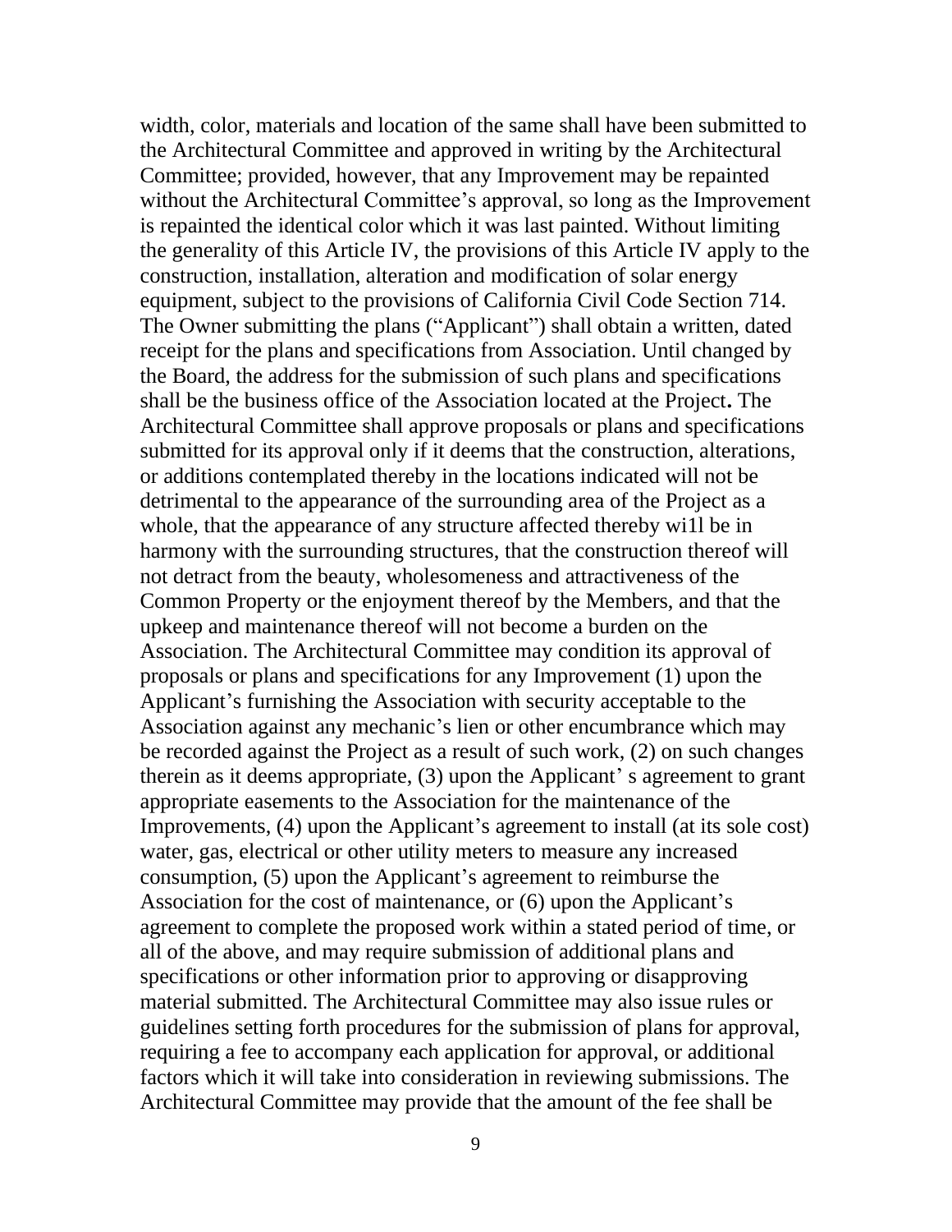width, color, materials and location of the same shall have been submitted to the Architectural Committee and approved in writing by the Architectural Committee; provided, however, that any Improvement may be repainted without the Architectural Committee's approval, so long as the Improvement is repainted the identical color which it was last painted. Without limiting the generality of this Article IV, the provisions of this Article IV apply to the construction, installation, alteration and modification of solar energy equipment, subject to the provisions of California Civil Code Section 714. The Owner submitting the plans ("Applicant") shall obtain a written, dated receipt for the plans and specifications from Association. Until changed by the Board, the address for the submission of such plans and specifications shall be the business office of the Association located at the Project**.** The Architectural Committee shall approve proposals or plans and specifications submitted for its approval only if it deems that the construction, alterations, or additions contemplated thereby in the locations indicated will not be detrimental to the appearance of the surrounding area of the Project as a whole, that the appearance of any structure affected thereby wi1l be in harmony with the surrounding structures, that the construction thereof will not detract from the beauty, wholesomeness and attractiveness of the Common Property or the enjoyment thereof by the Members, and that the upkeep and maintenance thereof will not become a burden on the Association. The Architectural Committee may condition its approval of proposals or plans and specifications for any Improvement (1) upon the Applicant's furnishing the Association with security acceptable to the Association against any mechanic's lien or other encumbrance which may be recorded against the Project as a result of such work, (2) on such changes therein as it deems appropriate, (3) upon the Applicant' s agreement to grant appropriate easements to the Association for the maintenance of the Improvements, (4) upon the Applicant's agreement to install (at its sole cost) water, gas, electrical or other utility meters to measure any increased consumption, (5) upon the Applicant's agreement to reimburse the Association for the cost of maintenance, or (6) upon the Applicant's agreement to complete the proposed work within a stated period of time, or all of the above, and may require submission of additional plans and specifications or other information prior to approving or disapproving material submitted. The Architectural Committee may also issue rules or guidelines setting forth procedures for the submission of plans for approval, requiring a fee to accompany each application for approval, or additional factors which it will take into consideration in reviewing submissions. The Architectural Committee may provide that the amount of the fee shall be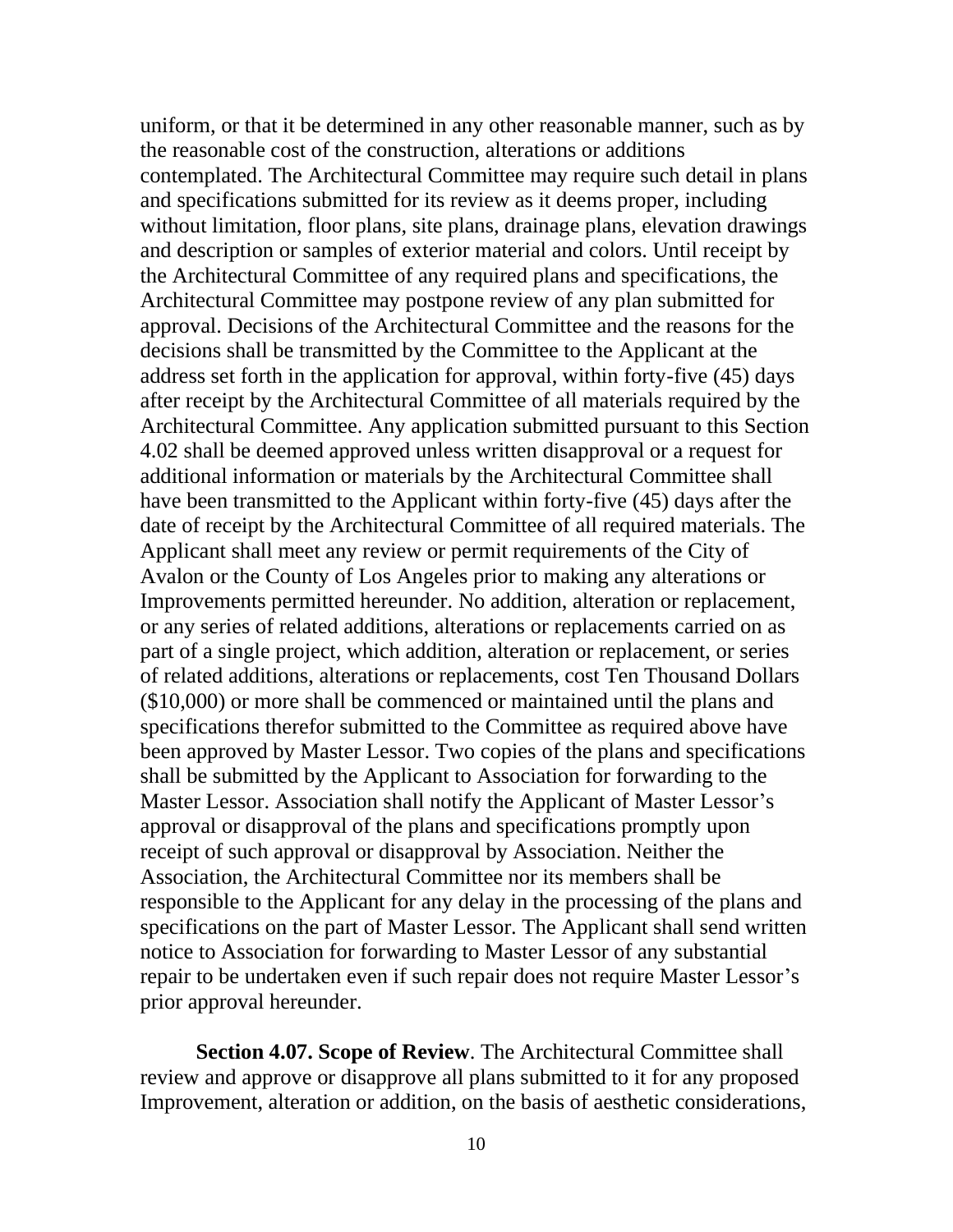uniform, or that it be determined in any other reasonable manner, such as by the reasonable cost of the construction, alterations or additions contemplated. The Architectural Committee may require such detail in plans and specifications submitted for its review as it deems proper, including without limitation, floor plans, site plans, drainage plans, elevation drawings and description or samples of exterior material and colors. Until receipt by the Architectural Committee of any required plans and specifications, the Architectural Committee may postpone review of any plan submitted for approval. Decisions of the Architectural Committee and the reasons for the decisions shall be transmitted by the Committee to the Applicant at the address set forth in the application for approval, within forty-five (45) days after receipt by the Architectural Committee of all materials required by the Architectural Committee. Any application submitted pursuant to this Section 4.02 shall be deemed approved unless written disapproval or a request for additional information or materials by the Architectural Committee shall have been transmitted to the Applicant within forty-five (45) days after the date of receipt by the Architectural Committee of all required materials. The Applicant shall meet any review or permit requirements of the City of Avalon or the County of Los Angeles prior to making any alterations or Improvements permitted hereunder. No addition, alteration or replacement, or any series of related additions, alterations or replacements carried on as part of a single project, which addition, alteration or replacement, or series of related additions, alterations or replacements, cost Ten Thousand Dollars ($10,000) or more shall be commenced or maintained until the plans and specifications therefor submitted to the Committee as required above have been approved by Master Lessor. Two copies of the plans and specifications shall be submitted by the Applicant to Association for forwarding to the Master Lessor. Association shall notify the Applicant of Master Lessor's approval or disapproval of the plans and specifications promptly upon receipt of such approval or disapproval by Association. Neither the Association, the Architectural Committee nor its members shall be responsible to the Applicant for any delay in the processing of the plans and specifications on the part of Master Lessor. The Applicant shall send written notice to Association for forwarding to Master Lessor of any substantial repair to be undertaken even if such repair does not require Master Lessor's prior approval hereunder.

**Section 4.07. Scope of Review**. The Architectural Committee shall review and approve or disapprove all plans submitted to it for any proposed Improvement, alteration or addition, on the basis of aesthetic considerations,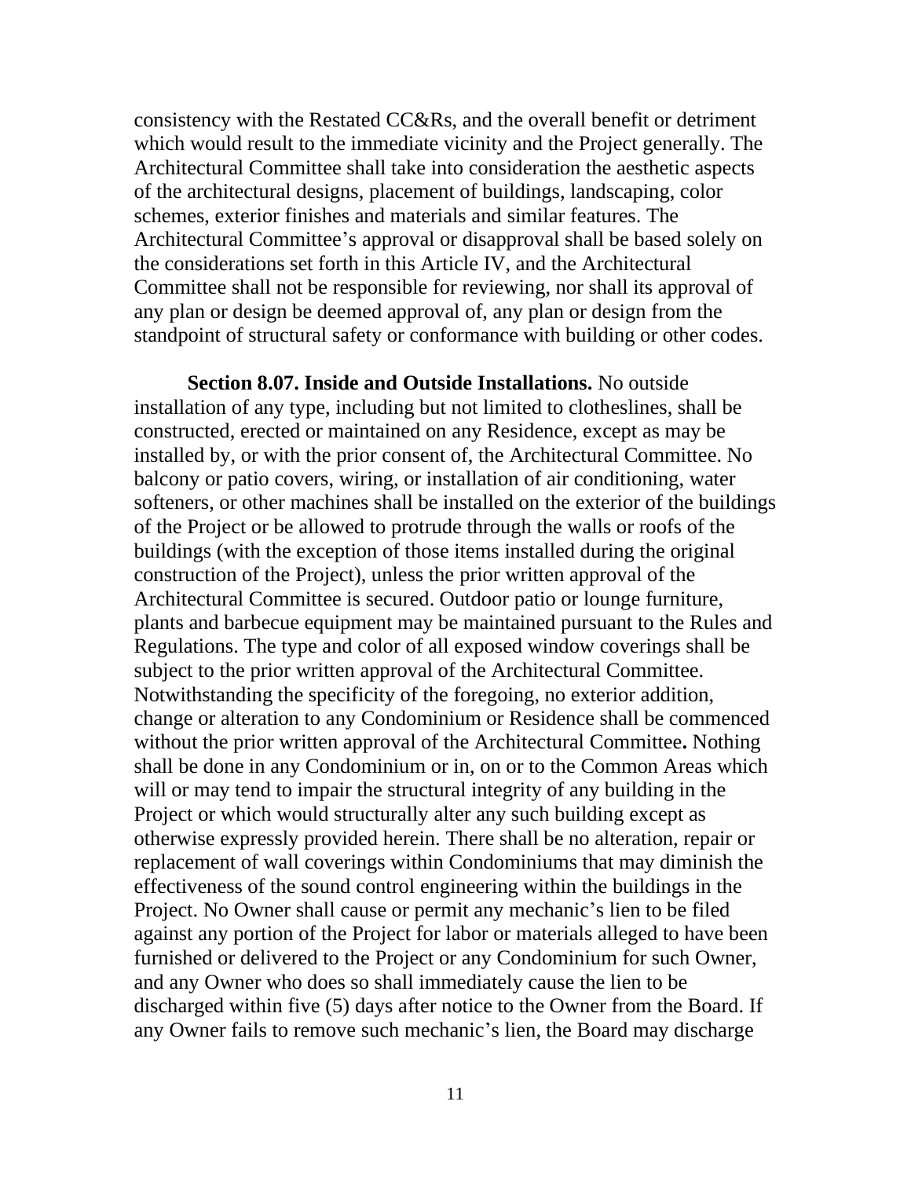consistency with the Restated CC&Rs, and the overall benefit or detriment which would result to the immediate vicinity and the Project generally. The Architectural Committee shall take into consideration the aesthetic aspects of the architectural designs, placement of buildings, landscaping, color schemes, exterior finishes and materials and similar features. The Architectural Committee's approval or disapproval shall be based solely on the considerations set forth in this Article IV, and the Architectural Committee shall not be responsible for reviewing, nor shall its approval of any plan or design be deemed approval of, any plan or design from the standpoint of structural safety or conformance with building or other codes.

**Section 8.07. Inside and Outside Installations.** No outside installation of any type, including but not limited to clotheslines, shall be constructed, erected or maintained on any Residence, except as may be installed by, or with the prior consent of, the Architectural Committee. No balcony or patio covers, wiring, or installation of air conditioning, water softeners, or other machines shall be installed on the exterior of the buildings of the Project or be allowed to protrude through the walls or roofs of the buildings (with the exception of those items installed during the original construction of the Project), unless the prior written approval of the Architectural Committee is secured. Outdoor patio or lounge furniture, plants and barbecue equipment may be maintained pursuant to the Rules and Regulations. The type and color of all exposed window coverings shall be subject to the prior written approval of the Architectural Committee. Notwithstanding the specificity of the foregoing, no exterior addition, change or alteration to any Condominium or Residence shall be commenced without the prior written approval of the Architectural Committee. Nothing shall be done in any Condominium or in, on or to the Common Areas which will or may tend to impair the structural integrity of any building in the Project or which would structurally alter any such building except as otherwise expressly provided herein. There shall be no alteration, repair or replacement of wall coverings within Condominiums that may diminish the effectiveness of the sound control engineering within the buildings in the Project. No Owner shall cause or permit any mechanic's lien to be filed against any portion of the Project for labor or materials alleged to have been furnished or delivered to the Project or any Condominium for such Owner, and any Owner who does so shall immediately cause the lien to be discharged within five (5) days after notice to the Owner from the Board. If any Owner fails to remove such mechanic's lien, the Board may discharge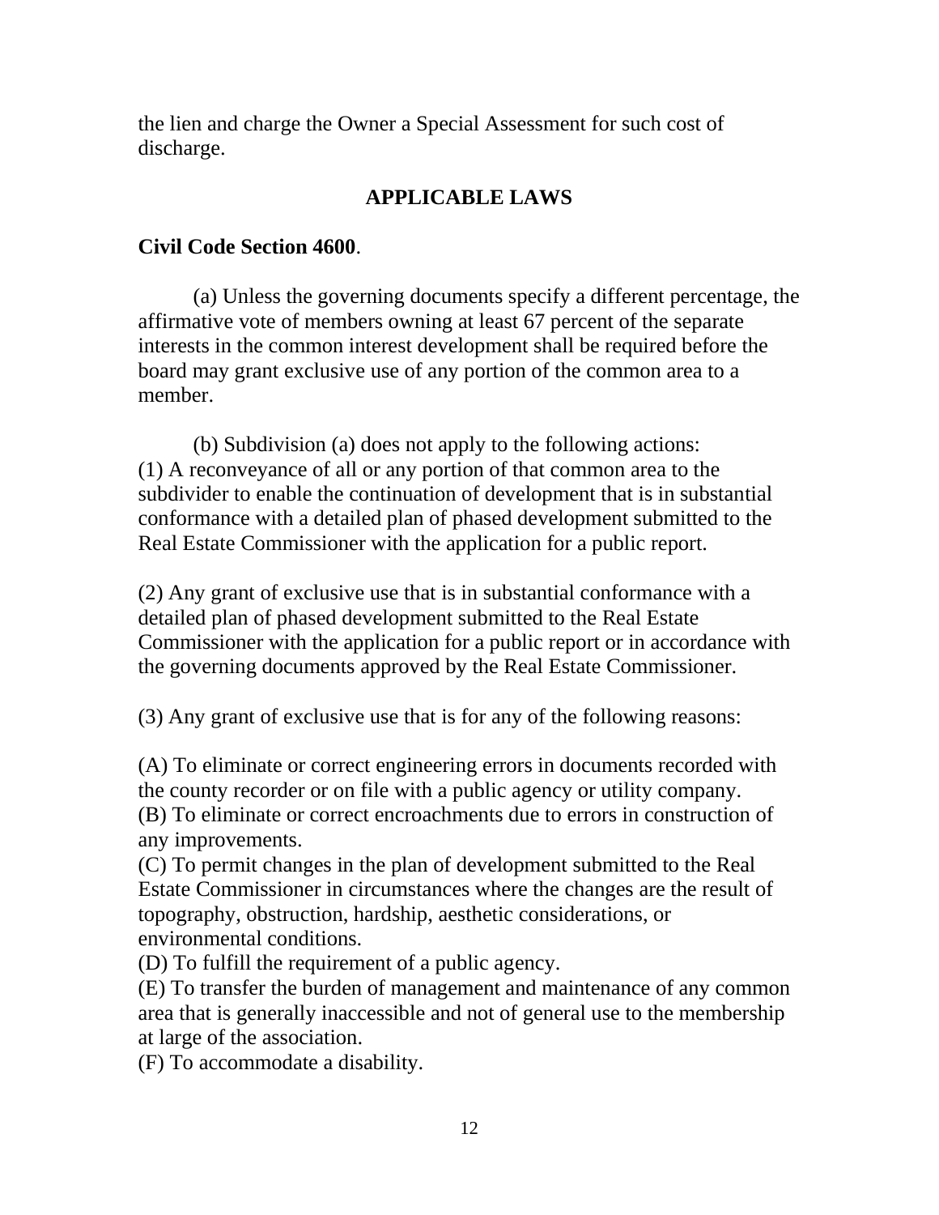the lien and charge the Owner a Special Assessment for such cost of discharge.

## APPLICABLE LAWS

**Civil Code Section 4600**.

(a) Unless the governing documents specify a different percentage, the affirmative vote of members owning at least 67 percent of the separate interests in the common interest development shall be required before the board may grant exclusive use of any portion of the common area to a member.

(b) Subdivision (a) does not apply to the following actions:
(1) A reconveyance of all or any portion of that common area to the subdivider to enable the continuation of development that is in substantial conformance with a detailed plan of phased development submitted to the Real Estate Commissioner with the application for a public report.

(2) Any grant of exclusive use that is in substantial conformance with a detailed plan of phased development submitted to the Real Estate Commissioner with the application for a public report or in accordance with the governing documents approved by the Real Estate Commissioner.

(3) Any grant of exclusive use that is for any of the following reasons:

(A) To eliminate or correct engineering errors in documents recorded with the county recorder or on file with a public agency or utility company.
(B) To eliminate or correct encroachments due to errors in construction of any improvements.
(C) To permit changes in the plan of development submitted to the Real Estate Commissioner in circumstances where the changes are the result of topography, obstruction, hardship, aesthetic considerations, or environmental conditions.
(D) To fulfill the requirement of a public agency.
(E) To transfer the burden of management and maintenance of any common area that is generally inaccessible and not of general use to the membership at large of the association.
(F) To accommodate a disability.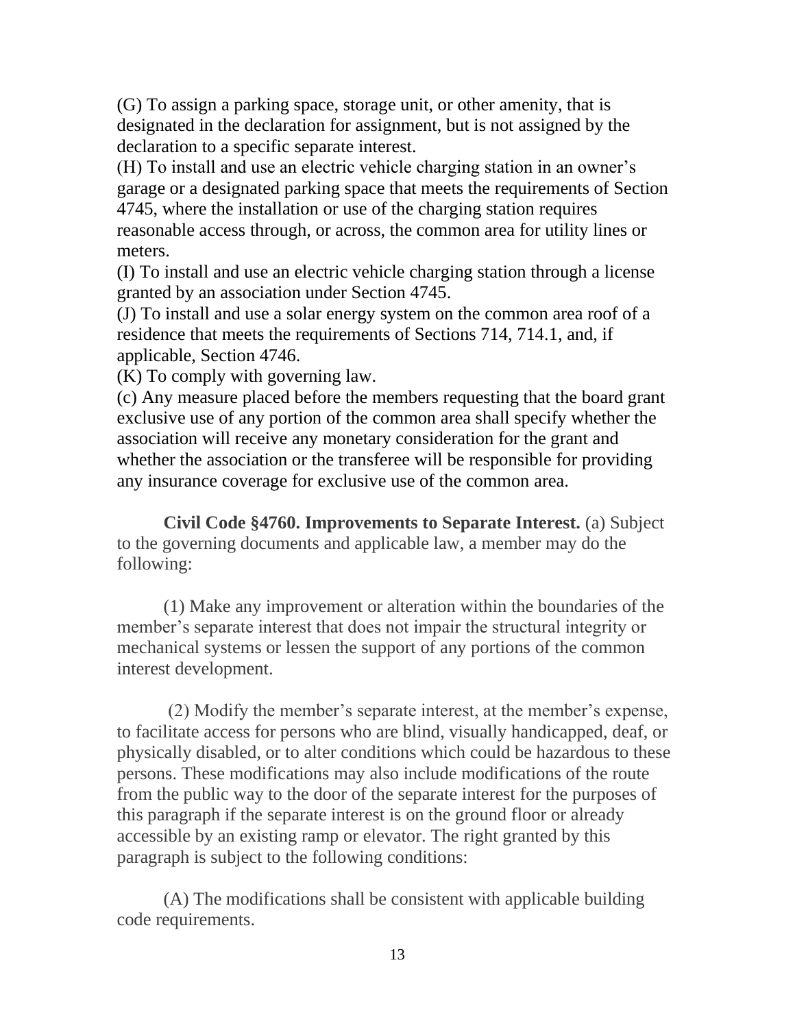(G) To assign a parking space, storage unit, or other amenity, that is designated in the declaration for assignment, but is not assigned by the declaration to a specific separate interest.

(H) To install and use an electric vehicle charging station in an owner's garage or a designated parking space that meets the requirements of Section 4745, where the installation or use of the charging station requires reasonable access through, or across, the common area for utility lines or meters.

(I) To install and use an electric vehicle charging station through a license granted by an association under Section 4745.

(J) To install and use a solar energy system on the common area roof of a residence that meets the requirements of Sections 714, 714.1, and, if applicable, Section 4746.

(K) To comply with governing law.

(c) Any measure placed before the members requesting that the board grant exclusive use of any portion of the common area shall specify whether the association will receive any monetary consideration for the grant and whether the association or the transferee will be responsible for providing any insurance coverage for exclusive use of the common area.

**Civil Code §4760. Improvements to Separate Interest.** (a) Subject to the governing documents and applicable law, a member may do the following:

(1) Make any improvement or alteration within the boundaries of the member's separate interest that does not impair the structural integrity or mechanical systems or lessen the support of any portions of the common interest development.

(2) Modify the member's separate interest, at the member's expense, to facilitate access for persons who are blind, visually handicapped, deaf, or physically disabled, or to alter conditions which could be hazardous to these persons. These modifications may also include modifications of the route from the public way to the door of the separate interest for the purposes of this paragraph if the separate interest is on the ground floor or already accessible by an existing ramp or elevator. The right granted by this paragraph is subject to the following conditions:

(A) The modifications shall be consistent with applicable building code requirements.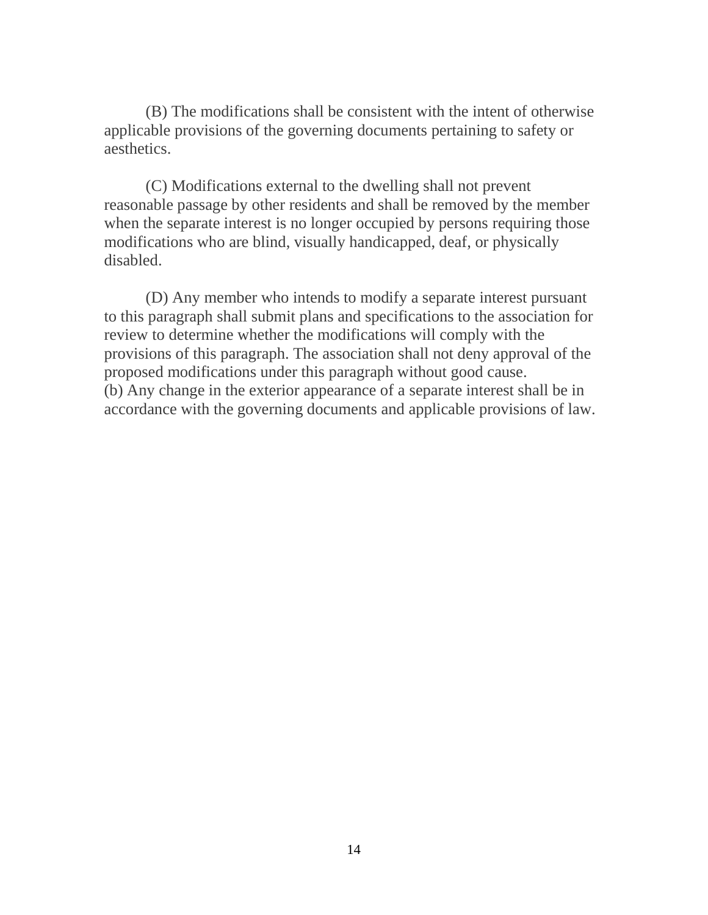(B) The modifications shall be consistent with the intent of otherwise applicable provisions of the governing documents pertaining to safety or aesthetics.

(C) Modifications external to the dwelling shall not prevent reasonable passage by other residents and shall be removed by the member when the separate interest is no longer occupied by persons requiring those modifications who are blind, visually handicapped, deaf, or physically disabled.

(D) Any member who intends to modify a separate interest pursuant to this paragraph shall submit plans and specifications to the association for review to determine whether the modifications will comply with the provisions of this paragraph. The association shall not deny approval of the proposed modifications under this paragraph without good cause.

(b) Any change in the exterior appearance of a separate interest shall be in accordance with the governing documents and applicable provisions of law.